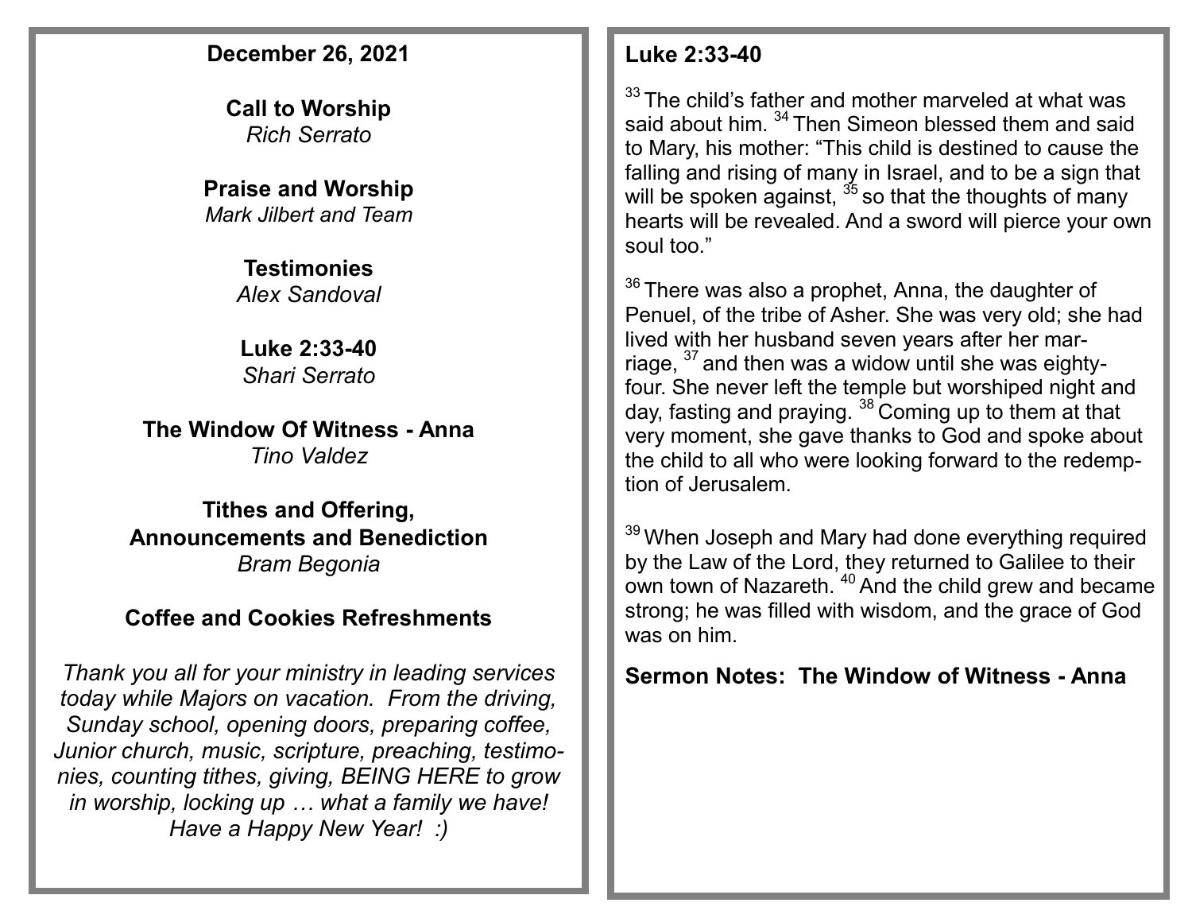**December 26, 2021**

**Call to Worship**
*Rich Serrato*

**Praise and Worship**
*Mark Jilbert and Team*

**Testimonies**
*Alex Sandoval*

**Luke 2:33-40**
*Shari Serrato*

**The Window Of Witness - Anna**
*Tino Valdez*

**Tithes and Offering,**
**Announcements and Benediction**
*Bram Begonia*

**Coffee and Cookies Refreshments**

*Thank you all for your ministry in leading services today while Majors on vacation. From the driving, Sunday school, opening doors, preparing coffee, Junior church, music, scripture, preaching, testimonies, counting tithes, giving, BEING HERE to grow in worship, locking up … what a family we have! Have a Happy New Year! :)*

## Luke 2:33-40

[33] The child's father and mother marveled at what was said about him. [34] Then Simeon blessed them and said to Mary, his mother: "This child is destined to cause the falling and rising of many in Israel, and to be a sign that will be spoken against, [35] so that the thoughts of many hearts will be revealed. And a sword will pierce your own soul too."

[36] There was also a prophet, Anna, the daughter of Penuel, of the tribe of Asher. She was very old; she had lived with her husband seven years after her marriage, [37] and then was a widow until she was eighty-four. She never left the temple but worshiped night and day, fasting and praying. [38] Coming up to them at that very moment, she gave thanks to God and spoke about the child to all who were looking forward to the redemption of Jerusalem.

[39] When Joseph and Mary had done everything required by the Law of the Lord, they returned to Galilee to their own town of Nazareth. [40] And the child grew and became strong; he was filled with wisdom, and the grace of God was on him.

**Sermon Notes: The Window of Witness - Anna**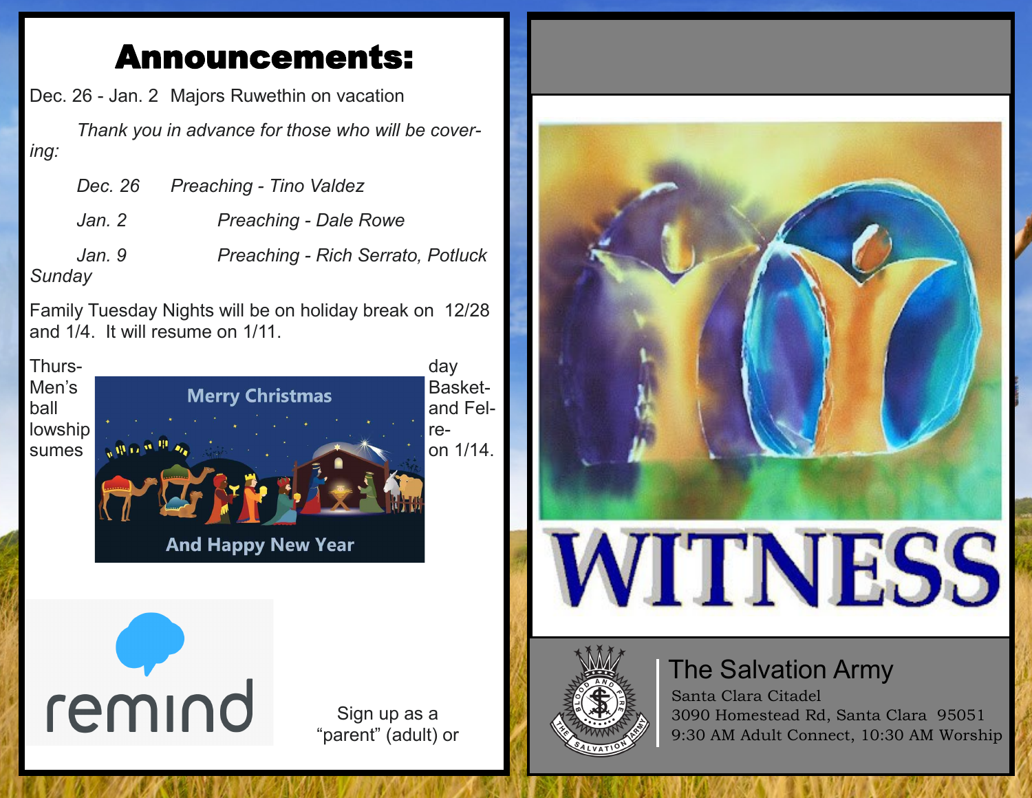# Announcements:

Dec. 26 - Jan. 2 Majors Ruwethin on vacation

*Thank you in advance for those who will be covering:*

*Dec. 26 Preaching - Tino Valdez*

*Jan. 2 Preaching - Dale Rowe*

*Jan. 9 Preaching - Rich Serrato, Potluck Sunday*

Family Tuesday Nights will be on holiday break on 12/28 and 1/4. It will resume on 1/11.

Thursday Men's Basketball and Fellowship resumes on 1/14.

Merry Christmas

And Happy New Year

remind

Sign up as a "parent" (adult) or

WITNESS

The Salvation Army

Santa Clara Citadel
3090 Homestead Rd, Santa Clara 95051
9:30 AM Adult Connect, 10:30 AM Worship